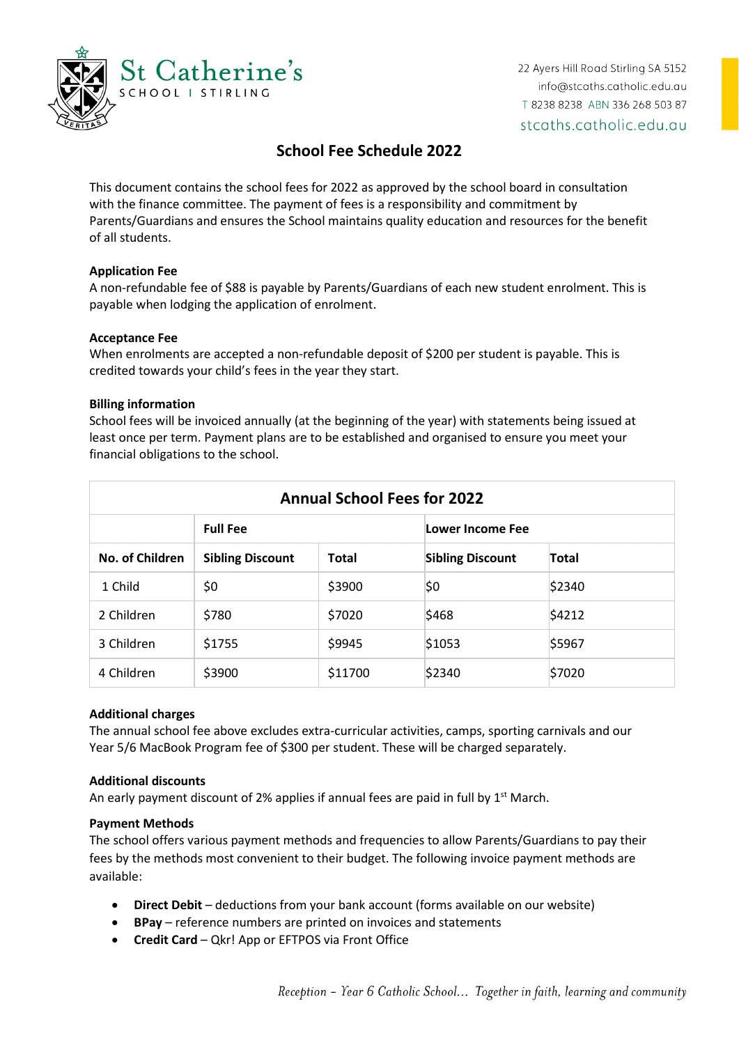St Catherine's
SCHOOL I STIRLING

22 Ayers Hill Road Stirling SA 5152
info@stcaths.catholic.edu.au
T 8238 8238 ABN 336 268 503 87
stcaths.catholic.edu.au

# School Fee Schedule 2022

This document contains the school fees for 2022 as approved by the school board in consultation with the finance committee. The payment of fees is a responsibility and commitment by Parents/Guardians and ensures the School maintains quality education and resources for the benefit of all students.

**Application Fee**
A non-refundable fee of $88 is payable by Parents/Guardians of each new student enrolment. This is payable when lodging the application of enrolment.

**Acceptance Fee**
When enrolments are accepted a non-refundable deposit of $200 per student is payable. This is credited towards your child's fees in the year they start.

**Billing information**
School fees will be invoiced annually (at the beginning of the year) with statements being issued at least once per term. Payment plans are to be established and organised to ensure you meet your financial obligations to the school.

| Annual School Fees for 2022 | | | | |
|---|---|---|---|---|
| | **Full Fee** | | **Lower Income Fee** | |
| **No. of Children** | **Sibling Discount** | **Total** | **Sibling Discount** | **Total** |
| 1 Child | $0 | $3900 | $0 | $2340 |
| 2 Children | $780 | $7020 | $468 | $4212 |
| 3 Children | $1755 | $9945 | $1053 | $5967 |
| 4 Children | $3900 | $11700 | $2340 | $7020 |

**Additional charges**
The annual school fee above excludes extra-curricular activities, camps, sporting carnivals and our Year 5/6 MacBook Program fee of $300 per student. These will be charged separately.

**Additional discounts**
An early payment discount of 2% applies if annual fees are paid in full by 1st March.

**Payment Methods**
The school offers various payment methods and frequencies to allow Parents/Guardians to pay their fees by the methods most convenient to their budget. The following invoice payment methods are available:

- **Direct Debit** – deductions from your bank account (forms available on our website)
- **BPay** – reference numbers are printed on invoices and statements
- **Credit Card** – Qkr! App or EFTPOS via Front Office

*Reception – Year 6 Catholic School… Together in faith, learning and community*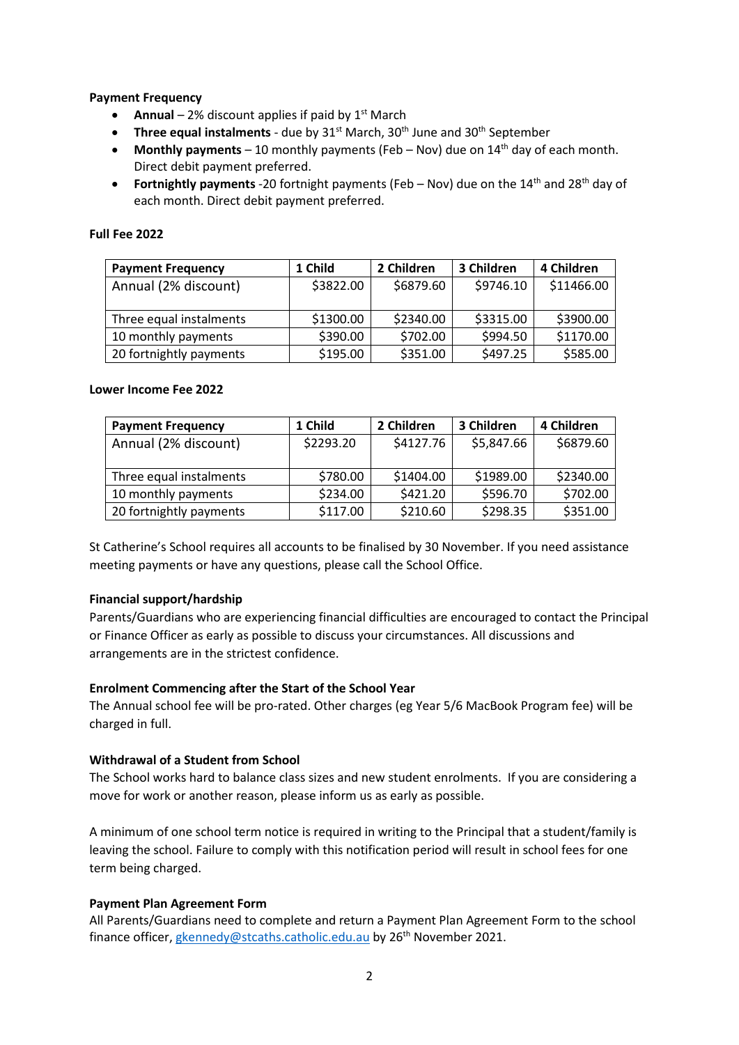**Payment Frequency**

- **Annual** – 2% discount applies if paid by 1st March
- **Three equal instalments** - due by 31st March, 30th June and 30th September
- **Monthly payments** – 10 monthly payments (Feb – Nov) due on 14th day of each month. Direct debit payment preferred.
- **Fortnightly payments** -20 fortnight payments (Feb – Nov) due on the 14th and 28th day of each month. Direct debit payment preferred.

**Full Fee 2022**

| Payment Frequency | 1 Child | 2 Children | 3 Children | 4 Children |
|---|---|---|---|---|
| Annual (2% discount) | $3822.00 | $6879.60 | $9746.10 | $11466.00 |
| Three equal instalments | $1300.00 | $2340.00 | $3315.00 | $3900.00 |
| 10 monthly payments | $390.00 | $702.00 | $994.50 | $1170.00 |
| 20 fortnightly payments | $195.00 | $351.00 | $497.25 | $585.00 |

**Lower Income Fee 2022**

| Payment Frequency | 1 Child | 2 Children | 3 Children | 4 Children |
|---|---|---|---|---|
| Annual (2% discount) | $2293.20 | $4127.76 | $5,847.66 | $6879.60 |
| Three equal instalments | $780.00 | $1404.00 | $1989.00 | $2340.00 |
| 10 monthly payments | $234.00 | $421.20 | $596.70 | $702.00 |
| 20 fortnightly payments | $117.00 | $210.60 | $298.35 | $351.00 |

St Catherine's School requires all accounts to be finalised by 30 November. If you need assistance meeting payments or have any questions, please call the School Office.

**Financial support/hardship**

Parents/Guardians who are experiencing financial difficulties are encouraged to contact the Principal or Finance Officer as early as possible to discuss your circumstances. All discussions and arrangements are in the strictest confidence.

**Enrolment Commencing after the Start of the School Year**

The Annual school fee will be pro-rated. Other charges (eg Year 5/6 MacBook Program fee) will be charged in full.

**Withdrawal of a Student from School**

The School works hard to balance class sizes and new student enrolments. If you are considering a move for work or another reason, please inform us as early as possible.

A minimum of one school term notice is required in writing to the Principal that a student/family is leaving the school. Failure to comply with this notification period will result in school fees for one term being charged.

**Payment Plan Agreement Form**

All Parents/Guardians need to complete and return a Payment Plan Agreement Form to the school finance officer, gkennedy@stcaths.catholic.edu.au by 26th November 2021.